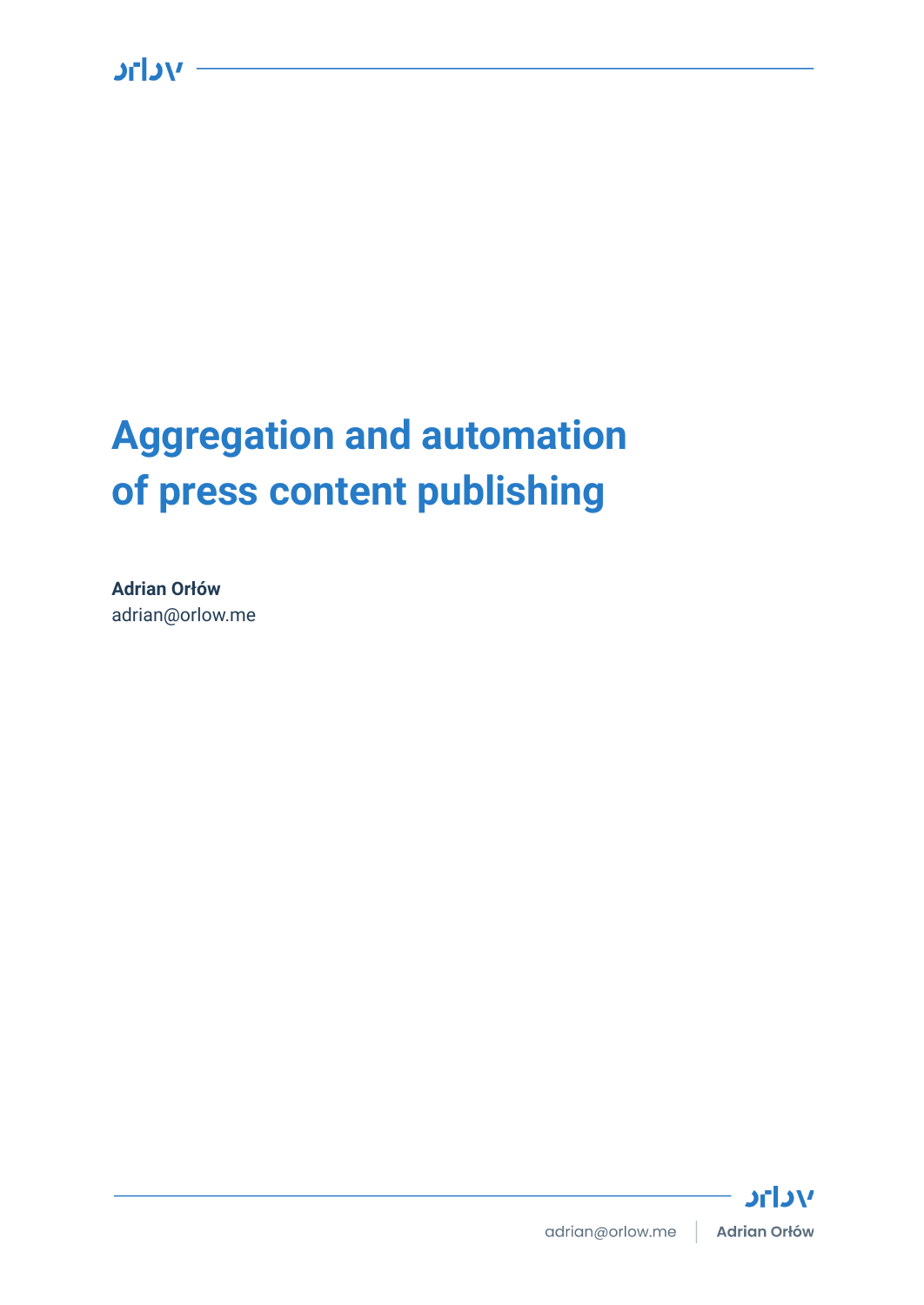# Aggregation and automation of press content publishing

**Adrian Orłów**
adrian@orlow.me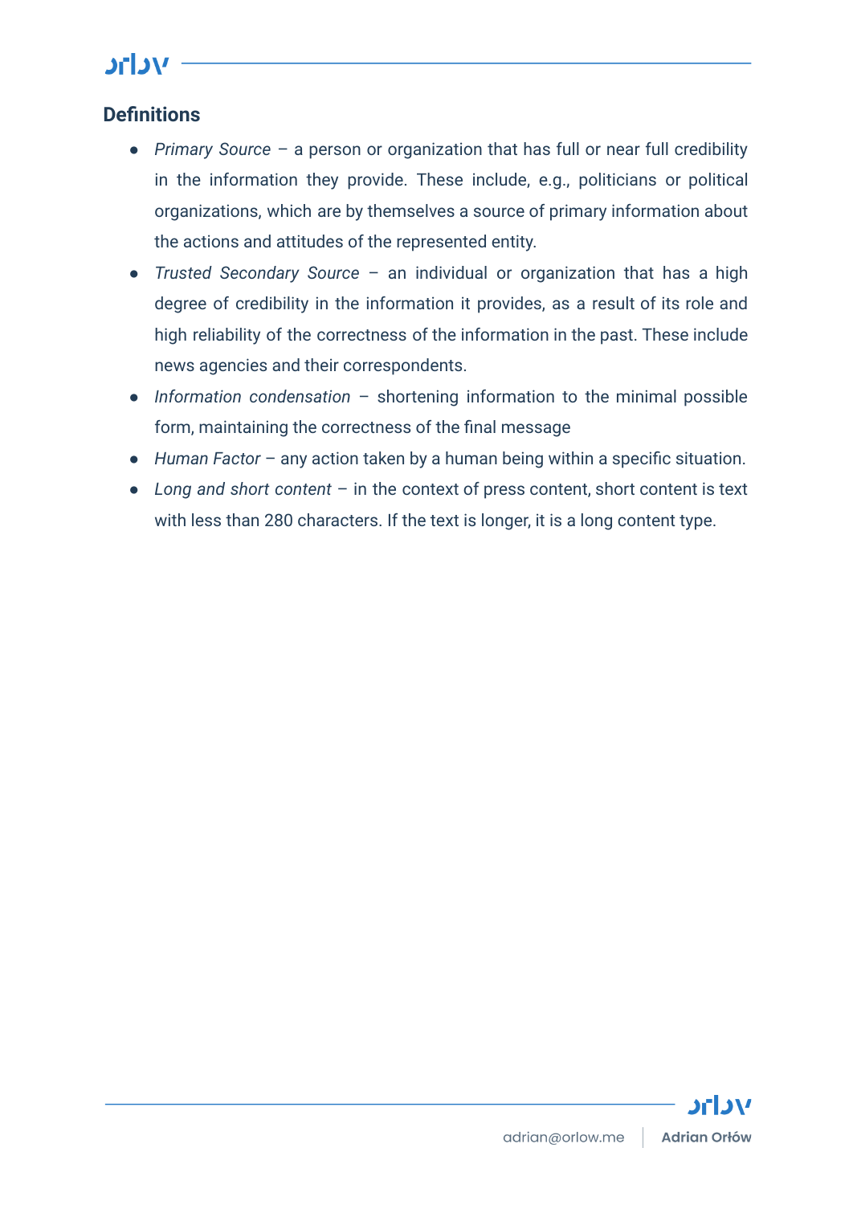## Definitions

- *Primary Source* – a person or organization that has full or near full credibility in the information they provide. These include, e.g., politicians or political organizations, which are by themselves a source of primary information about the actions and attitudes of the represented entity.
- *Trusted Secondary Source* – an individual or organization that has a high degree of credibility in the information it provides, as a result of its role and high reliability of the correctness of the information in the past. These include news agencies and their correspondents.
- *Information condensation* – shortening information to the minimal possible form, maintaining the correctness of the final message
- *Human Factor* – any action taken by a human being within a specific situation.
- *Long and short content* – in the context of press content, short content is text with less than 280 characters. If the text is longer, it is a long content type.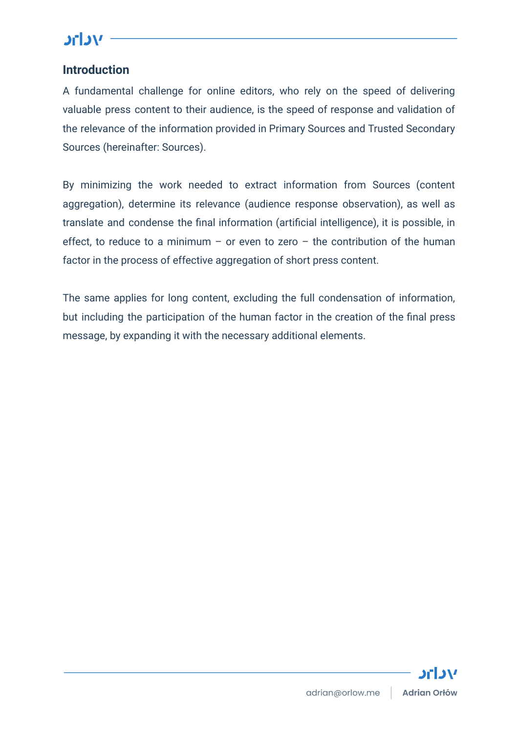## Introduction

A fundamental challenge for online editors, who rely on the speed of delivering valuable press content to their audience, is the speed of response and validation of the relevance of the information provided in Primary Sources and Trusted Secondary Sources (hereinafter: Sources).

By minimizing the work needed to extract information from Sources (content aggregation), determine its relevance (audience response observation), as well as translate and condense the final information (artificial intelligence), it is possible, in effect, to reduce to a minimum – or even to zero – the contribution of the human factor in the process of effective aggregation of short press content.

The same applies for long content, excluding the full condensation of information, but including the participation of the human factor in the creation of the final press message, by expanding it with the necessary additional elements.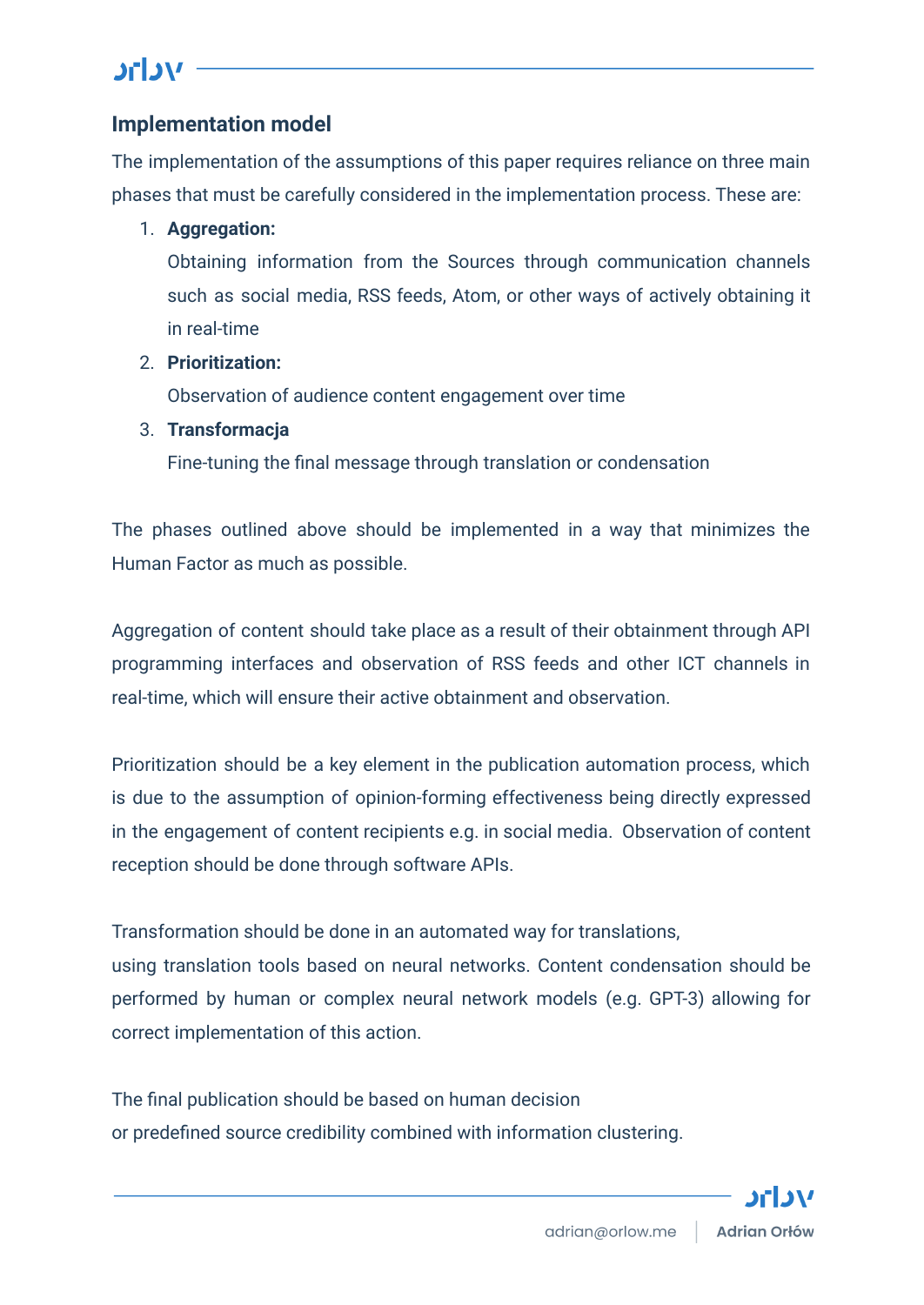## Implementation model

The implementation of the assumptions of this paper requires reliance on three main phases that must be carefully considered in the implementation process. These are:

1. **Aggregation:**
   Obtaining information from the Sources through communication channels such as social media, RSS feeds, Atom, or other ways of actively obtaining it in real-time
2. **Prioritization:**
   Observation of audience content engagement over time
3. **Transformacja**
   Fine-tuning the final message through translation or condensation

The phases outlined above should be implemented in a way that minimizes the Human Factor as much as possible.

Aggregation of content should take place as a result of their obtainment through API programming interfaces and observation of RSS feeds and other ICT channels in real-time, which will ensure their active obtainment and observation.

Prioritization should be a key element in the publication automation process, which is due to the assumption of opinion-forming effectiveness being directly expressed in the engagement of content recipients e.g. in social media. Observation of content reception should be done through software APIs.

Transformation should be done in an automated way for translations,
using translation tools based on neural networks. Content condensation should be performed by human or complex neural network models (e.g. GPT-3) allowing for correct implementation of this action.

The final publication should be based on human decision
or predefined source credibility combined with information clustering.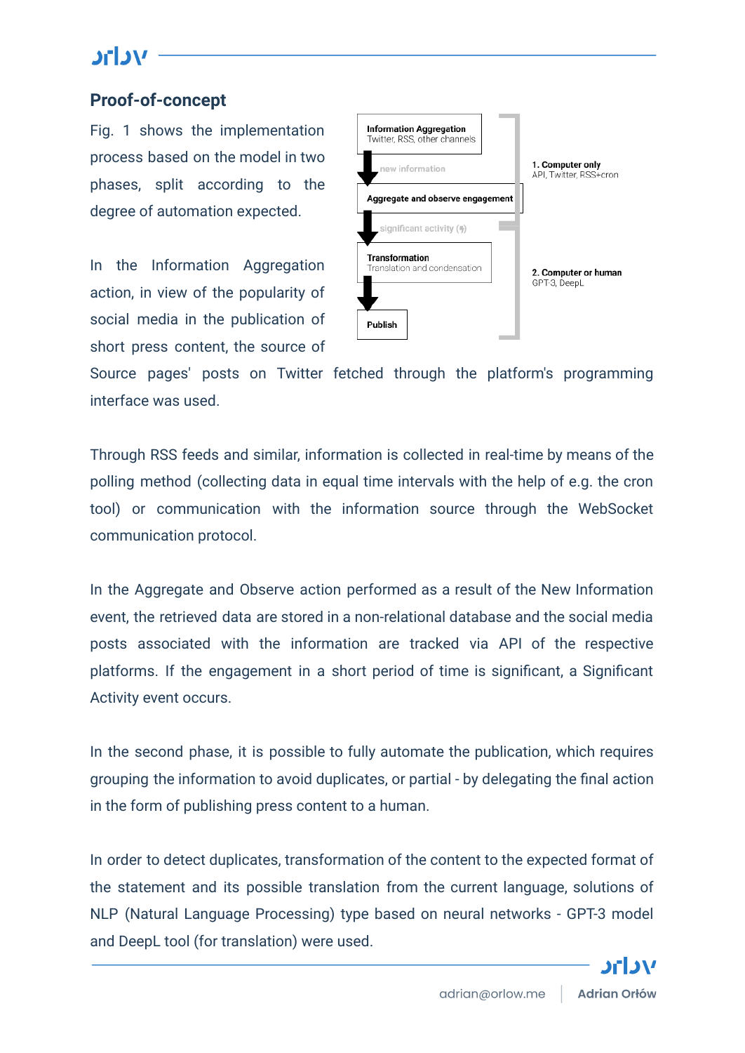## Proof-of-concept

Fig. 1 shows the implementation process based on the model in two phases, split according to the degree of automation expected.

Information Aggregation
Twitter, RSS, other channels

new information

Aggregate and observe engagement

significant activity (↯)

Transformation
Translation and condensation

Publish

1. Computer only
API, Twitter, RSS+cron

2. Computer or human
GPT-3, DeepL

In the Information Aggregation action, in view of the popularity of social media in the publication of short press content, the source of Source pages' posts on Twitter fetched through the platform's programming interface was used.

Through RSS feeds and similar, information is collected in real-time by means of the polling method (collecting data in equal time intervals with the help of e.g. the cron tool) or communication with the information source through the WebSocket communication protocol.

In the Aggregate and Observe action performed as a result of the New Information event, the retrieved data are stored in a non-relational database and the social media posts associated with the information are tracked via API of the respective platforms. If the engagement in a short period of time is significant, a Significant Activity event occurs.

In the second phase, it is possible to fully automate the publication, which requires grouping the information to avoid duplicates, or partial - by delegating the final action in the form of publishing press content to a human.

In order to detect duplicates, transformation of the content to the expected format of the statement and its possible translation from the current language, solutions of NLP (Natural Language Processing) type based on neural networks - GPT-3 model and DeepL tool (for translation) were used.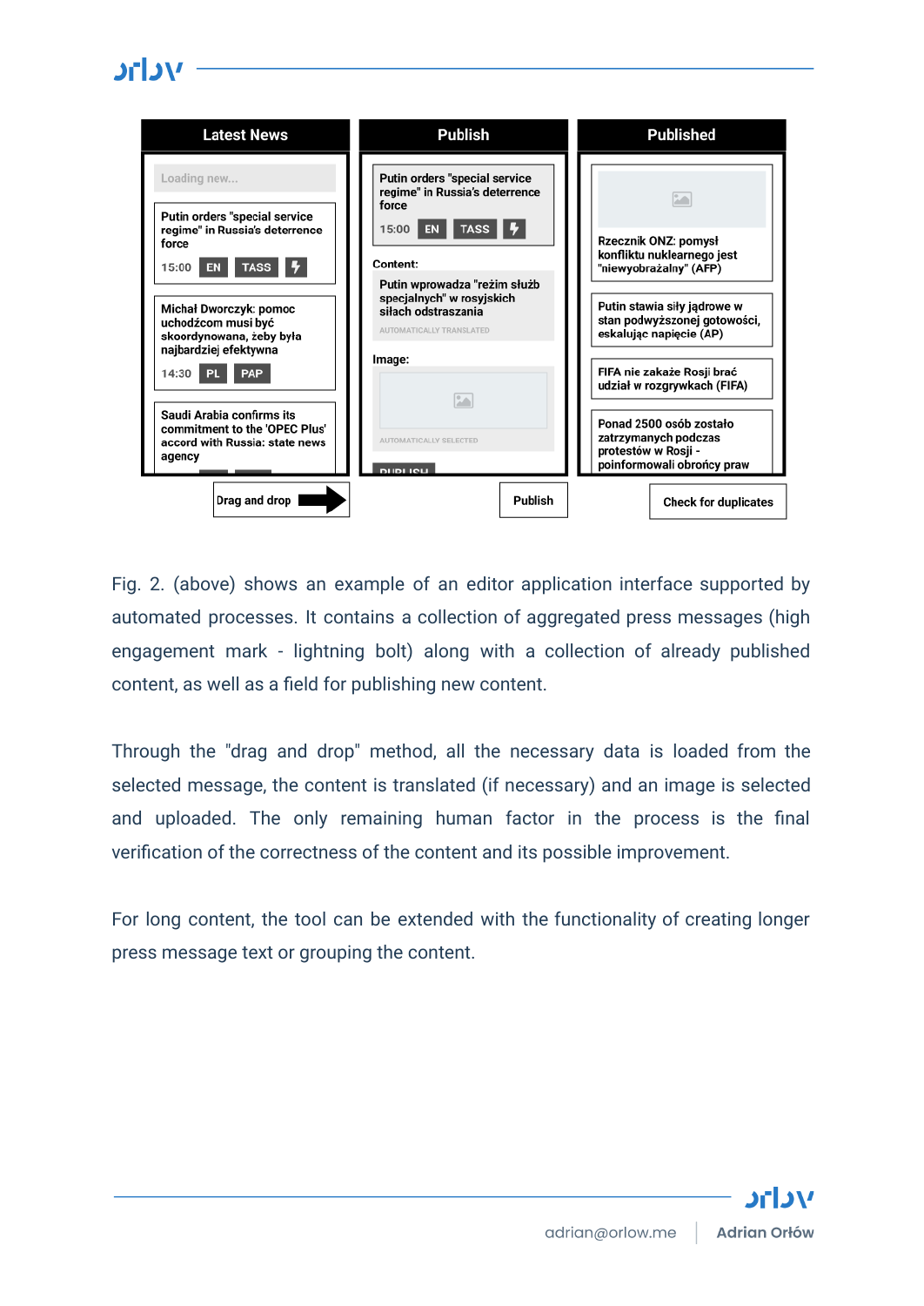**Latest News**

Loading new...

Putin orders "special service regime" in Russia's deterrence force
15:00 EN TASS

Michał Dworczyk: pomoc uchodźcom musi być skoordynowana, żeby była najbardziej efektywna
14:30 PL PAP

Saudi Arabia confirms its commitment to the 'OPEC Plus' accord with Russia: state news agency

Drag and drop

**Publish**

Putin orders "special service regime" in Russia's deterrence force
15:00 EN TASS

Content:

Putin wprowadza "reżim służb specjalnych" w rosyjskich siłach odstraszania
AUTOMATICALLY TRANSLATED

Image:

AUTOMATICALLY SELECTED

Publish

**Published**

Rzecznik ONZ: pomysł konfliktu nuklearnego jest "niewyobrażalny" (AFP)

Putin stawia siły jądrowe w stan podwyższonej gotowości, eskalując napięcie (AP)

FIFA nie zakaże Rosji brać udział w rozgrywkach (FIFA)

Ponad 2500 osób zostało zatrzymanych podczas protestów w Rosji - poinformowali obrońcy praw

Check for duplicates

Fig. 2. (above) shows an example of an editor application interface supported by automated processes. It contains a collection of aggregated press messages (high engagement mark - lightning bolt) along with a collection of already published content, as well as a field for publishing new content.

Through the "drag and drop" method, all the necessary data is loaded from the selected message, the content is translated (if necessary) and an image is selected and uploaded. The only remaining human factor in the process is the final verification of the correctness of the content and its possible improvement.

For long content, the tool can be extended with the functionality of creating longer press message text or grouping the content.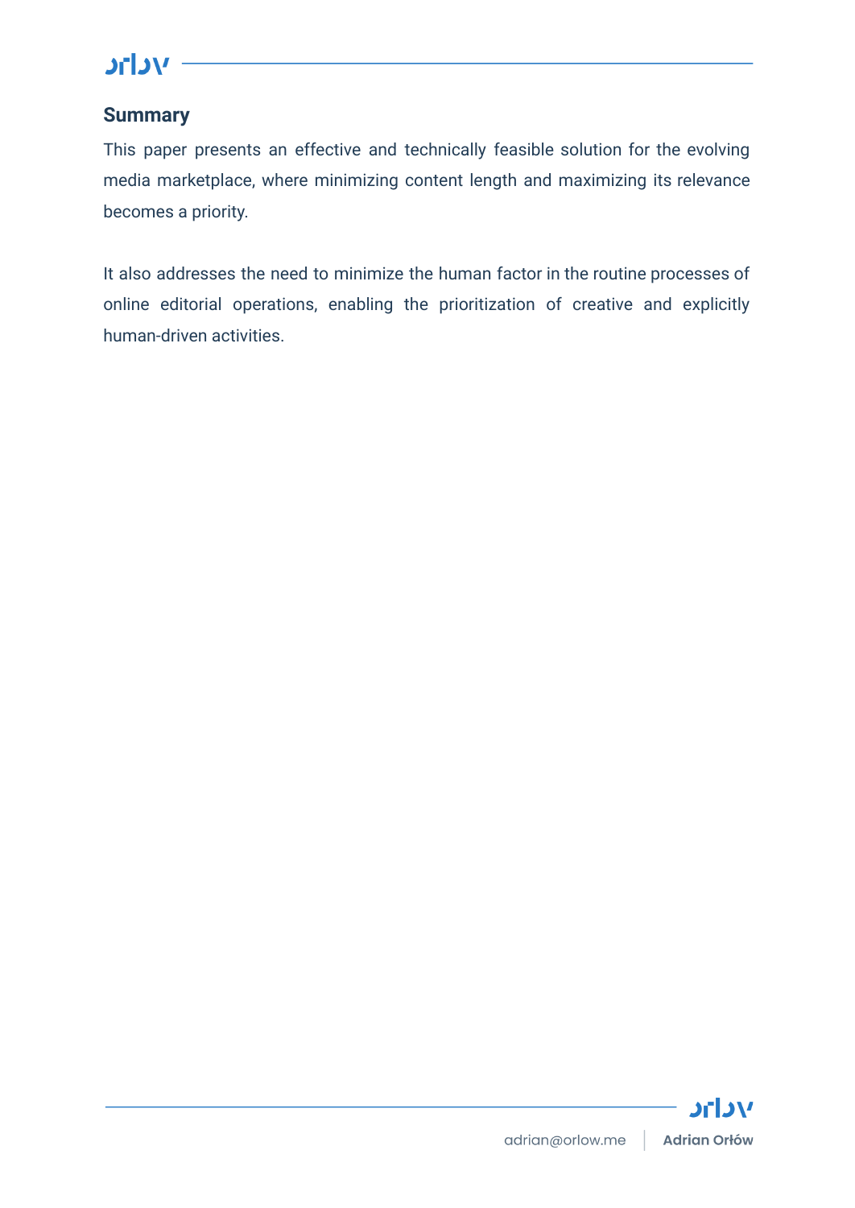## Summary

This paper presents an effective and technically feasible solution for the evolving media marketplace, where minimizing content length and maximizing its relevance becomes a priority.

It also addresses the need to minimize the human factor in the routine processes of online editorial operations, enabling the prioritization of creative and explicitly human-driven activities.